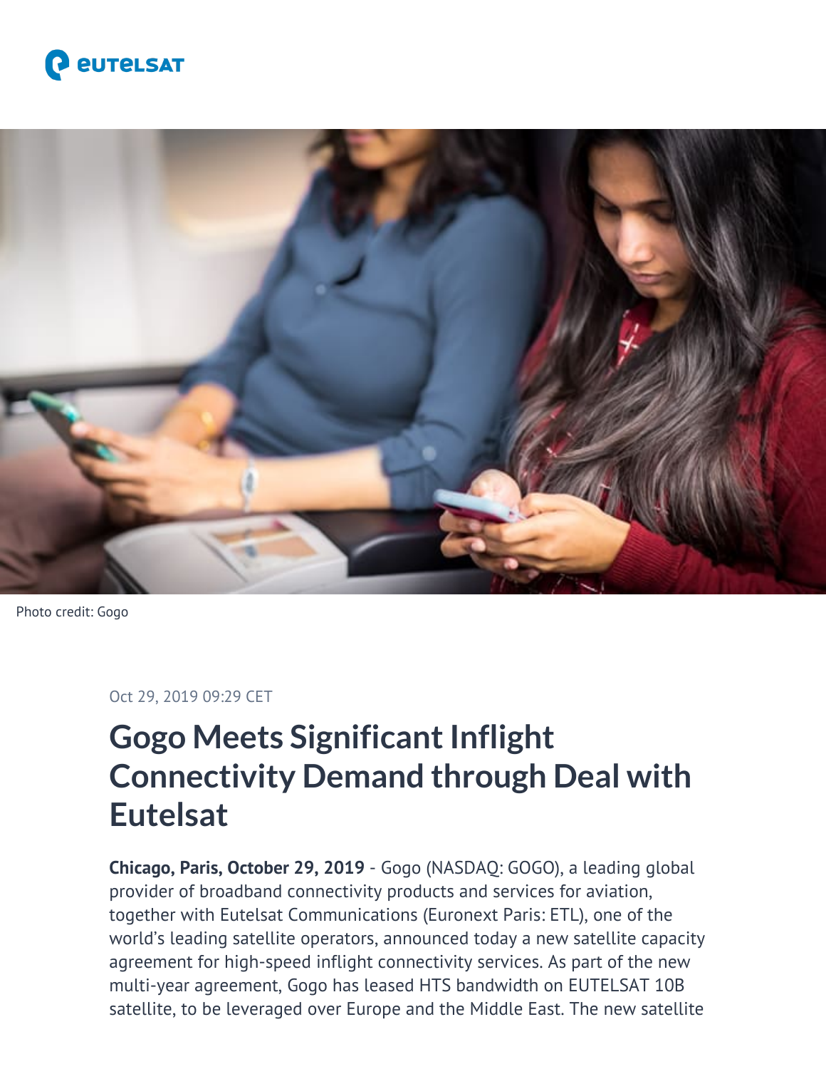Photo credit: Gogo

Oct 29, 2019 09:29 CET

# Gogo Meets Significant Inflight Connectivity Demand through Deal with Eutelsat

**Chicago, Paris, October 29, 2019** - Gogo (NASDAQ: GOGO), a leading global provider of broadband connectivity products and services for aviation, together with Eutelsat Communications (Euronext Paris: ETL), one of the world's leading satellite operators, announced today a new satellite capacity agreement for high-speed inflight connectivity services. As part of the new multi-year agreement, Gogo has leased HTS bandwidth on EUTELSAT 10B satellite, to be leveraged over Europe and the Middle East. The new satellite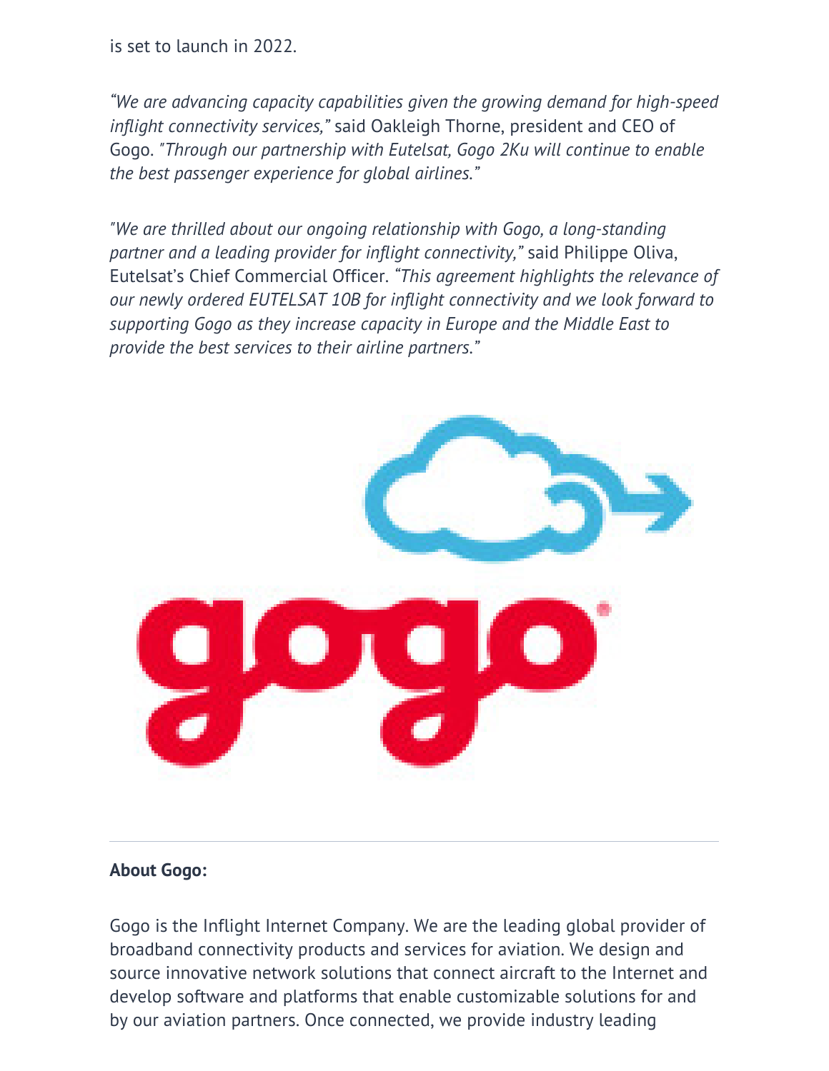is set to launch in 2022.

*"We are advancing capacity capabilities given the growing demand for high-speed inflight connectivity services,"* said Oakleigh Thorne, president and CEO of Gogo. *"Through our partnership with Eutelsat, Gogo 2Ku will continue to enable the best passenger experience for global airlines."*

*"We are thrilled about our ongoing relationship with Gogo, a long-standing partner and a leading provider for inflight connectivity,"* said Philippe Oliva, Eutelsat's Chief Commercial Officer. *"This agreement highlights the relevance of our newly ordered EUTELSAT 10B for inflight connectivity and we look forward to supporting Gogo as they increase capacity in Europe and the Middle East to provide the best services to their airline partners."*

---

**About Gogo:**

Gogo is the Inflight Internet Company. We are the leading global provider of broadband connectivity products and services for aviation. We design and source innovative network solutions that connect aircraft to the Internet and develop software and platforms that enable customizable solutions for and by our aviation partners. Once connected, we provide industry leading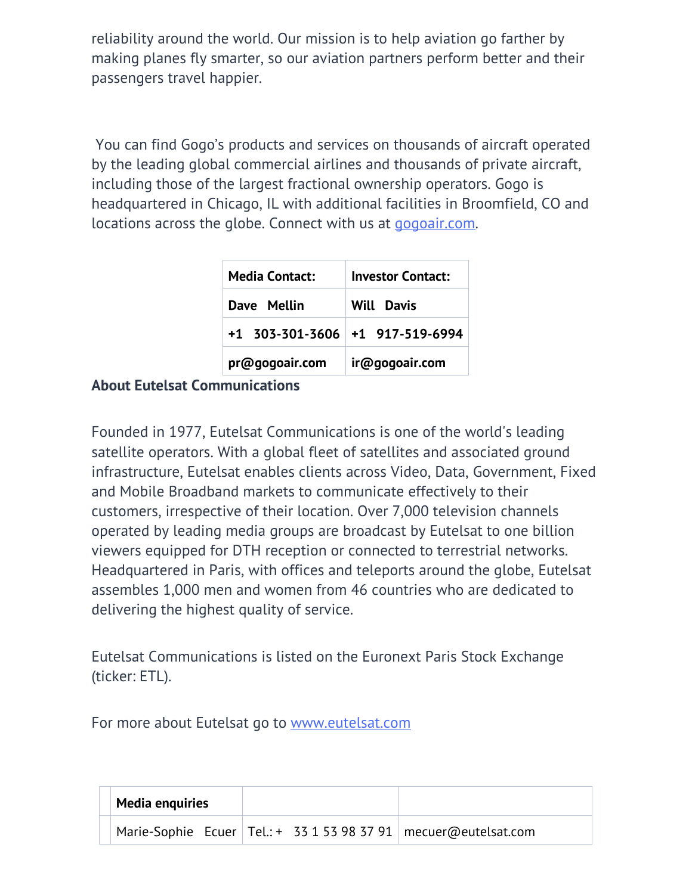reliability around the world. Our mission is to help aviation go farther by making planes fly smarter, so our aviation partners perform better and their passengers travel happier.

You can find Gogo's products and services on thousands of aircraft operated by the leading global commercial airlines and thousands of private aircraft, including those of the largest fractional ownership operators. Gogo is headquartered in Chicago, IL with additional facilities in Broomfield, CO and locations across the globe. Connect with us at gogoair.com.

| **Media Contact:** | **Investor Contact:** |
|---|---|
| **Dave Mellin** | **Will Davis** |
| **+1 303-301-3606** | **+1 917-519-6994** |
| **pr@gogoair.com** | **ir@gogoair.com** |

**About Eutelsat Communications**

Founded in 1977, Eutelsat Communications is one of the world's leading satellite operators. With a global fleet of satellites and associated ground infrastructure, Eutelsat enables clients across Video, Data, Government, Fixed and Mobile Broadband markets to communicate effectively to their customers, irrespective of their location. Over 7,000 television channels operated by leading media groups are broadcast by Eutelsat to one billion viewers equipped for DTH reception or connected to terrestrial networks. Headquartered in Paris, with offices and teleports around the globe, Eutelsat assembles 1,000 men and women from 46 countries who are dedicated to delivering the highest quality of service.

Eutelsat Communications is listed on the Euronext Paris Stock Exchange (ticker: ETL).

For more about Eutelsat go to www.eutelsat.com

| **Media enquiries** | | |
|---|---|---|
| Marie-Sophie Ecuer | Tel.: + 33 1 53 98 37 91 | mecuer@eutelsat.com |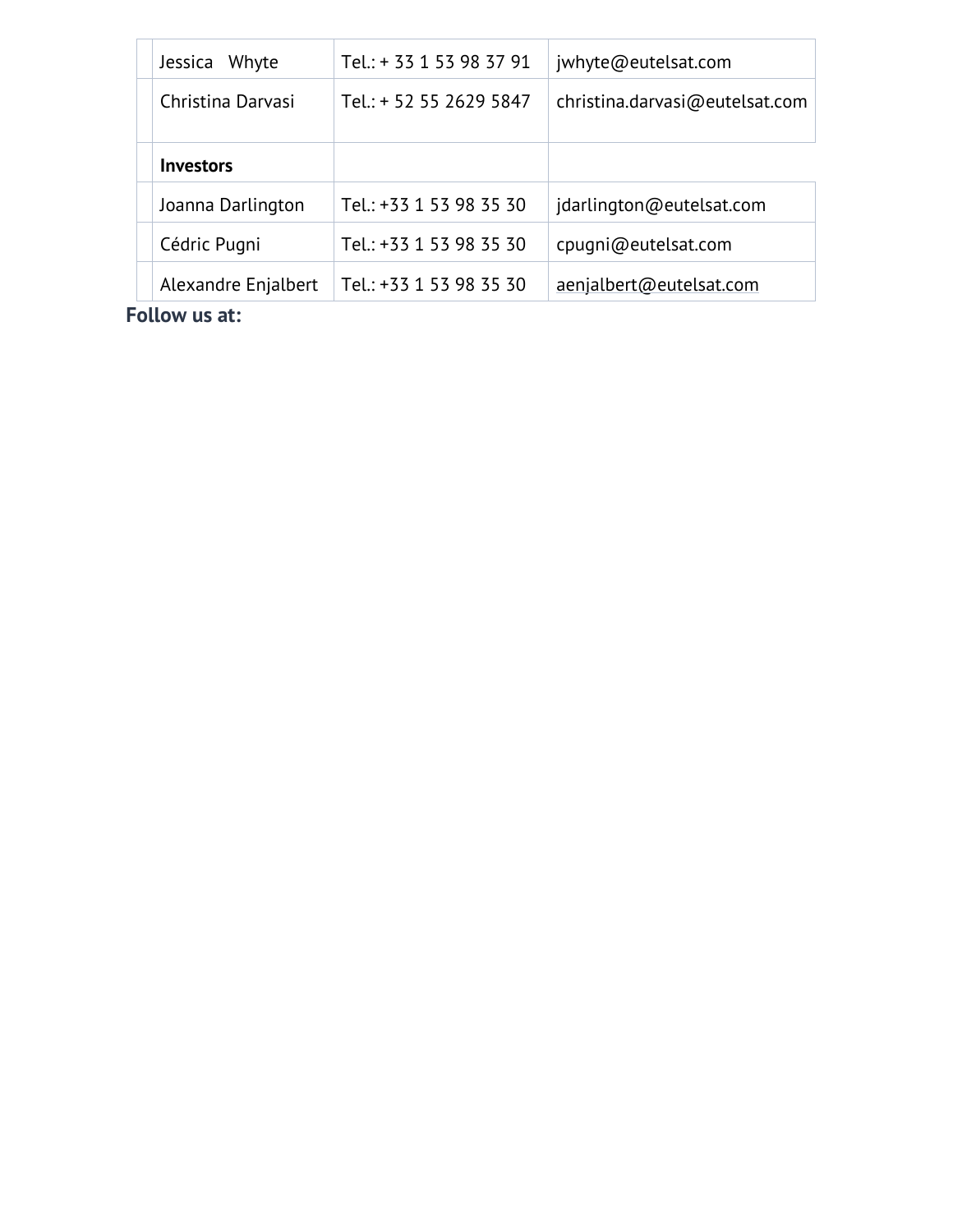| | | | |
|---|---|---|---|
| | Jessica Whyte | Tel.: + 33 1 53 98 37 91 | jwhyte@eutelsat.com |
| | Christina Darvasi | Tel.: + 52 55 2629 5847 | christina.darvasi@eutelsat.com |
| | **Investors** | | |
| | Joanna Darlington | Tel.: +33 1 53 98 35 30 | jdarlington@eutelsat.com |
| | Cédric Pugni | Tel.: +33 1 53 98 35 30 | cpugni@eutelsat.com |
| | Alexandre Enjalbert | Tel.: +33 1 53 98 35 30 | aenjalbert@eutelsat.com |

**Follow us at:**